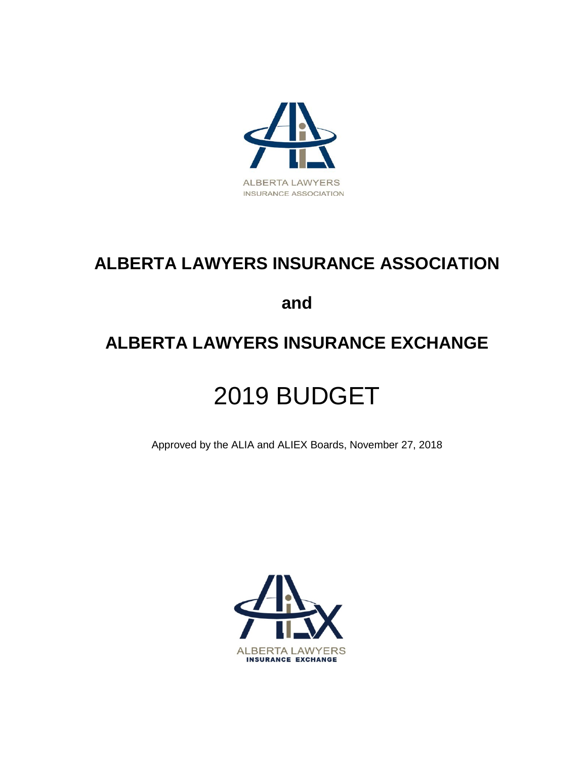ALBERTA LAWYERS
INSURANCE ASSOCIATION

# ALBERTA LAWYERS INSURANCE ASSOCIATION

## and

# ALBERTA LAWYERS INSURANCE EXCHANGE

# 2019 BUDGET

Approved by the ALIA and ALIEX Boards, November 27, 2018

ALBERTA LAWYERS
INSURANCE EXCHANGE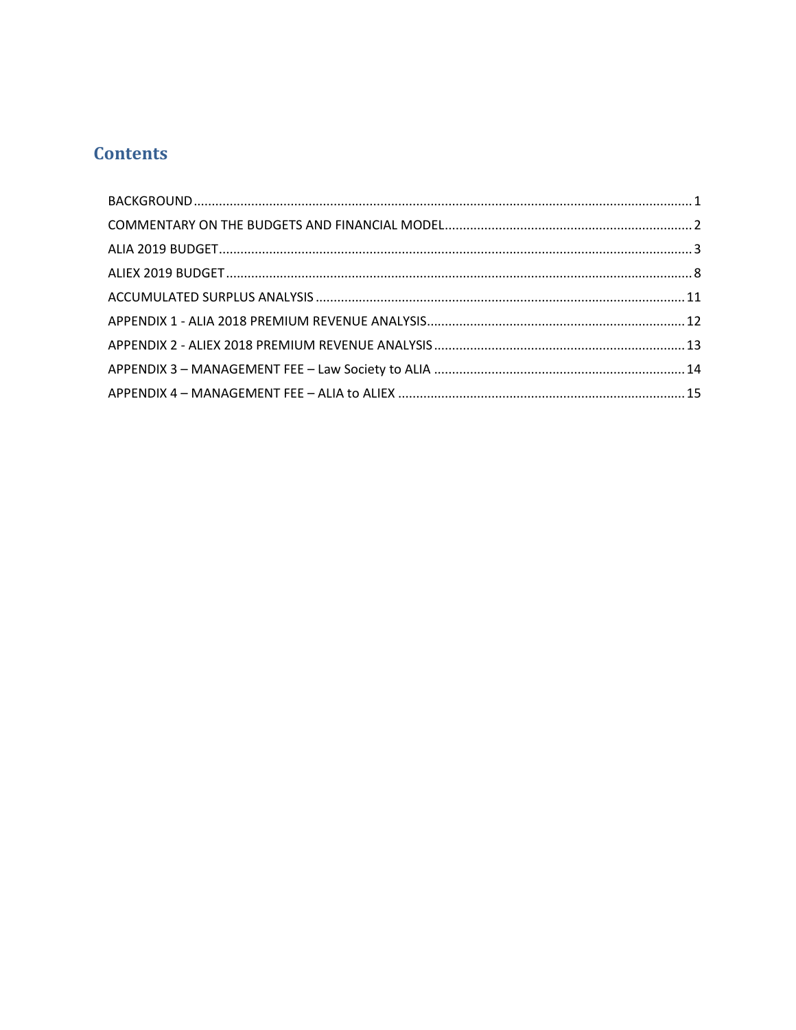# Contents

BACKGROUND ........................................................................................................................................ 1

COMMENTARY ON THE BUDGETS AND FINANCIAL MODEL.................................................................... 2

ALIA 2019 BUDGET.................................................................................................................................. 3

ALIEX 2019 BUDGET ................................................................................................................................ 8

ACCUMULATED SURPLUS ANALYSIS ..................................................................................................... 11

APPENDIX 1 - ALIA 2018 PREMIUM REVENUE ANALYSIS....................................................................... 12

APPENDIX 2 - ALIEX 2018 PREMIUM REVENUE ANALYSIS ..................................................................... 13

APPENDIX 3 – MANAGEMENT FEE – Law Society to ALIA ..................................................................... 14

APPENDIX 4 – MANAGEMENT FEE – ALIA to ALIEX ............................................................................... 15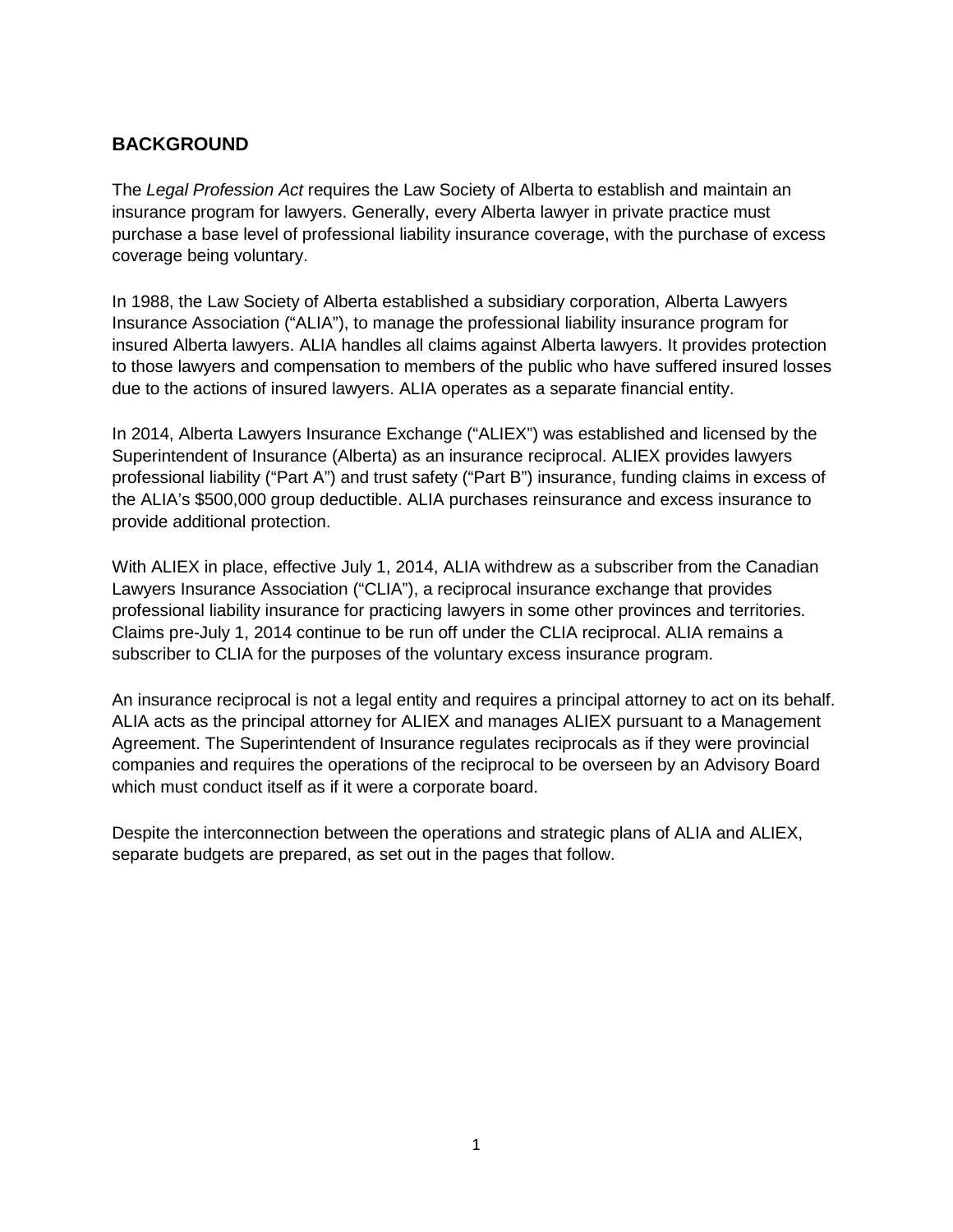## BACKGROUND

The *Legal Profession Act* requires the Law Society of Alberta to establish and maintain an insurance program for lawyers. Generally, every Alberta lawyer in private practice must purchase a base level of professional liability insurance coverage, with the purchase of excess coverage being voluntary.

In 1988, the Law Society of Alberta established a subsidiary corporation, Alberta Lawyers Insurance Association ("ALIA"), to manage the professional liability insurance program for insured Alberta lawyers. ALIA handles all claims against Alberta lawyers. It provides protection to those lawyers and compensation to members of the public who have suffered insured losses due to the actions of insured lawyers. ALIA operates as a separate financial entity.

In 2014, Alberta Lawyers Insurance Exchange ("ALIEX") was established and licensed by the Superintendent of Insurance (Alberta) as an insurance reciprocal. ALIEX provides lawyers professional liability ("Part A") and trust safety ("Part B") insurance, funding claims in excess of the ALIA's $500,000 group deductible. ALIA purchases reinsurance and excess insurance to provide additional protection.

With ALIEX in place, effective July 1, 2014, ALIA withdrew as a subscriber from the Canadian Lawyers Insurance Association ("CLIA"), a reciprocal insurance exchange that provides professional liability insurance for practicing lawyers in some other provinces and territories. Claims pre-July 1, 2014 continue to be run off under the CLIA reciprocal. ALIA remains a subscriber to CLIA for the purposes of the voluntary excess insurance program.

An insurance reciprocal is not a legal entity and requires a principal attorney to act on its behalf. ALIA acts as the principal attorney for ALIEX and manages ALIEX pursuant to a Management Agreement. The Superintendent of Insurance regulates reciprocals as if they were provincial companies and requires the operations of the reciprocal to be overseen by an Advisory Board which must conduct itself as if it were a corporate board.

Despite the interconnection between the operations and strategic plans of ALIA and ALIEX, separate budgets are prepared, as set out in the pages that follow.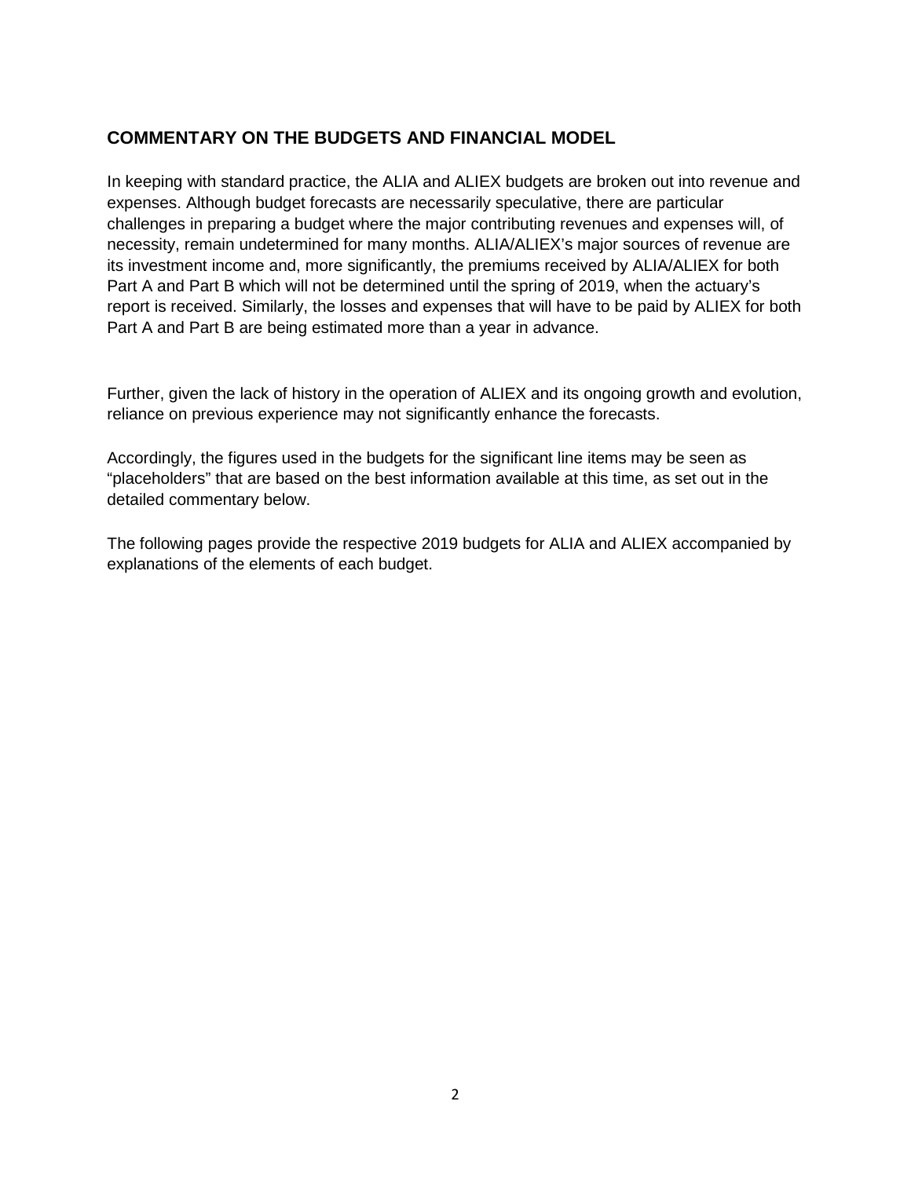## COMMENTARY ON THE BUDGETS AND FINANCIAL MODEL

In keeping with standard practice, the ALIA and ALIEX budgets are broken out into revenue and expenses. Although budget forecasts are necessarily speculative, there are particular challenges in preparing a budget where the major contributing revenues and expenses will, of necessity, remain undetermined for many months. ALIA/ALIEX's major sources of revenue are its investment income and, more significantly, the premiums received by ALIA/ALIEX for both Part A and Part B which will not be determined until the spring of 2019, when the actuary's report is received. Similarly, the losses and expenses that will have to be paid by ALIEX for both Part A and Part B are being estimated more than a year in advance.

Further, given the lack of history in the operation of ALIEX and its ongoing growth and evolution, reliance on previous experience may not significantly enhance the forecasts.

Accordingly, the figures used in the budgets for the significant line items may be seen as "placeholders" that are based on the best information available at this time, as set out in the detailed commentary below.

The following pages provide the respective 2019 budgets for ALIA and ALIEX accompanied by explanations of the elements of each budget.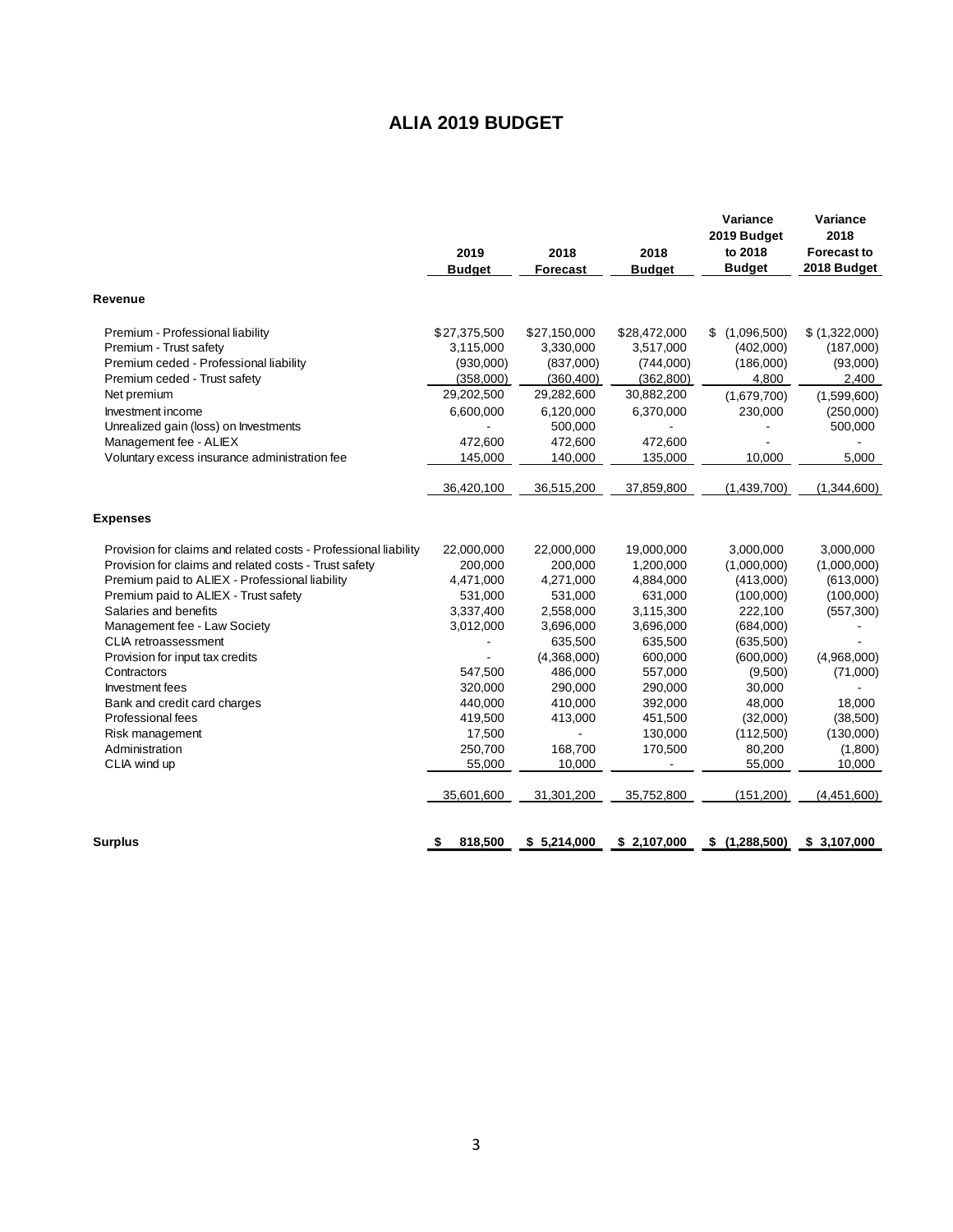# ALIA 2019 BUDGET

| | 2019 Budget | 2018 Forecast | 2018 Budget | Variance 2019 Budget to 2018 Budget | Variance 2018 Forecast to 2018 Budget |
|---|---|---|---|---|---|
| **Revenue** | | | | | |
| Premium - Professional liability | $27,375,500 | $27,150,000 | $28,472,000 | $ (1,096,500) | $ (1,322,000) |
| Premium - Trust safety | 3,115,000 | 3,330,000 | 3,517,000 | (402,000) | (187,000) |
| Premium ceded - Professional liability | (930,000) | (837,000) | (744,000) | (186,000) | (93,000) |
| Premium ceded - Trust safety | (358,000) | (360,400) | (362,800) | 4,800 | 2,400 |
| Net premium | 29,202,500 | 29,282,600 | 30,882,200 | (1,679,700) | (1,599,600) |
| Investment income | 6,600,000 | 6,120,000 | 6,370,000 | 230,000 | (250,000) |
| Unrealized gain (loss) on Investments | - | 500,000 | - | - | 500,000 |
| Management fee - ALIEX | 472,600 | 472,600 | 472,600 | - | - |
| Voluntary excess insurance administration fee | 145,000 | 140,000 | 135,000 | 10,000 | 5,000 |
| | 36,420,100 | 36,515,200 | 37,859,800 | (1,439,700) | (1,344,600) |
| **Expenses** | | | | | |
| Provision for claims and related costs - Professional liability | 22,000,000 | 22,000,000 | 19,000,000 | 3,000,000 | 3,000,000 |
| Provision for claims and related costs - Trust safety | 200,000 | 200,000 | 1,200,000 | (1,000,000) | (1,000,000) |
| Premium paid to ALIEX - Professional liability | 4,471,000 | 4,271,000 | 4,884,000 | (413,000) | (613,000) |
| Premium paid to ALIEX - Trust safety | 531,000 | 531,000 | 631,000 | (100,000) | (100,000) |
| Salaries and benefits | 3,337,400 | 2,558,000 | 3,115,300 | 222,100 | (557,300) |
| Management fee - Law Society | 3,012,000 | 3,696,000 | 3,696,000 | (684,000) | - |
| CLIA retroassessment | - | 635,500 | 635,500 | (635,500) | - |
| Provision for input tax credits | - | (4,368,000) | 600,000 | (600,000) | (4,968,000) |
| Contractors | 547,500 | 486,000 | 557,000 | (9,500) | (71,000) |
| Investment fees | 320,000 | 290,000 | 290,000 | 30,000 | - |
| Bank and credit card charges | 440,000 | 410,000 | 392,000 | 48,000 | 18,000 |
| Professional fees | 419,500 | 413,000 | 451,500 | (32,000) | (38,500) |
| Risk management | 17,500 | - | 130,000 | (112,500) | (130,000) |
| Administration | 250,700 | 168,700 | 170,500 | 80,200 | (1,800) |
| CLIA wind up | 55,000 | 10,000 | - | 55,000 | 10,000 |
| | 35,601,600 | 31,301,200 | 35,752,800 | (151,200) | (4,451,600) |
| **Surplus** | $ 818,500 | $ 5,214,000 | $ 2,107,000 | $ (1,288,500) | $ 3,107,000 |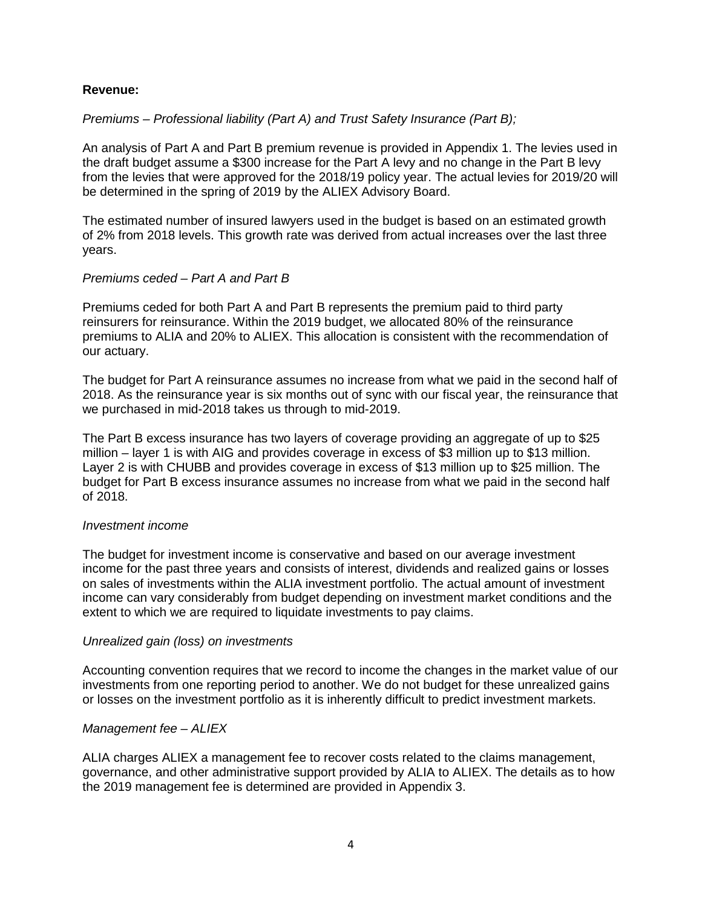**Revenue:**

*Premiums – Professional liability (Part A) and Trust Safety Insurance (Part B);*

An analysis of Part A and Part B premium revenue is provided in Appendix 1. The levies used in the draft budget assume a $300 increase for the Part A levy and no change in the Part B levy from the levies that were approved for the 2018/19 policy year. The actual levies for 2019/20 will be determined in the spring of 2019 by the ALIEX Advisory Board.

The estimated number of insured lawyers used in the budget is based on an estimated growth of 2% from 2018 levels. This growth rate was derived from actual increases over the last three years.

*Premiums ceded – Part A and Part B*

Premiums ceded for both Part A and Part B represents the premium paid to third party reinsurers for reinsurance. Within the 2019 budget, we allocated 80% of the reinsurance premiums to ALIA and 20% to ALIEX. This allocation is consistent with the recommendation of our actuary.

The budget for Part A reinsurance assumes no increase from what we paid in the second half of 2018. As the reinsurance year is six months out of sync with our fiscal year, the reinsurance that we purchased in mid-2018 takes us through to mid-2019.

The Part B excess insurance has two layers of coverage providing an aggregate of up to $25 million – layer 1 is with AIG and provides coverage in excess of $3 million up to $13 million. Layer 2 is with CHUBB and provides coverage in excess of $13 million up to $25 million. The budget for Part B excess insurance assumes no increase from what we paid in the second half of 2018.

*Investment income*

The budget for investment income is conservative and based on our average investment income for the past three years and consists of interest, dividends and realized gains or losses on sales of investments within the ALIA investment portfolio. The actual amount of investment income can vary considerably from budget depending on investment market conditions and the extent to which we are required to liquidate investments to pay claims.

*Unrealized gain (loss) on investments*

Accounting convention requires that we record to income the changes in the market value of our investments from one reporting period to another. We do not budget for these unrealized gains or losses on the investment portfolio as it is inherently difficult to predict investment markets.

*Management fee – ALIEX*

ALIA charges ALIEX a management fee to recover costs related to the claims management, governance, and other administrative support provided by ALIA to ALIEX. The details as to how the 2019 management fee is determined are provided in Appendix 3.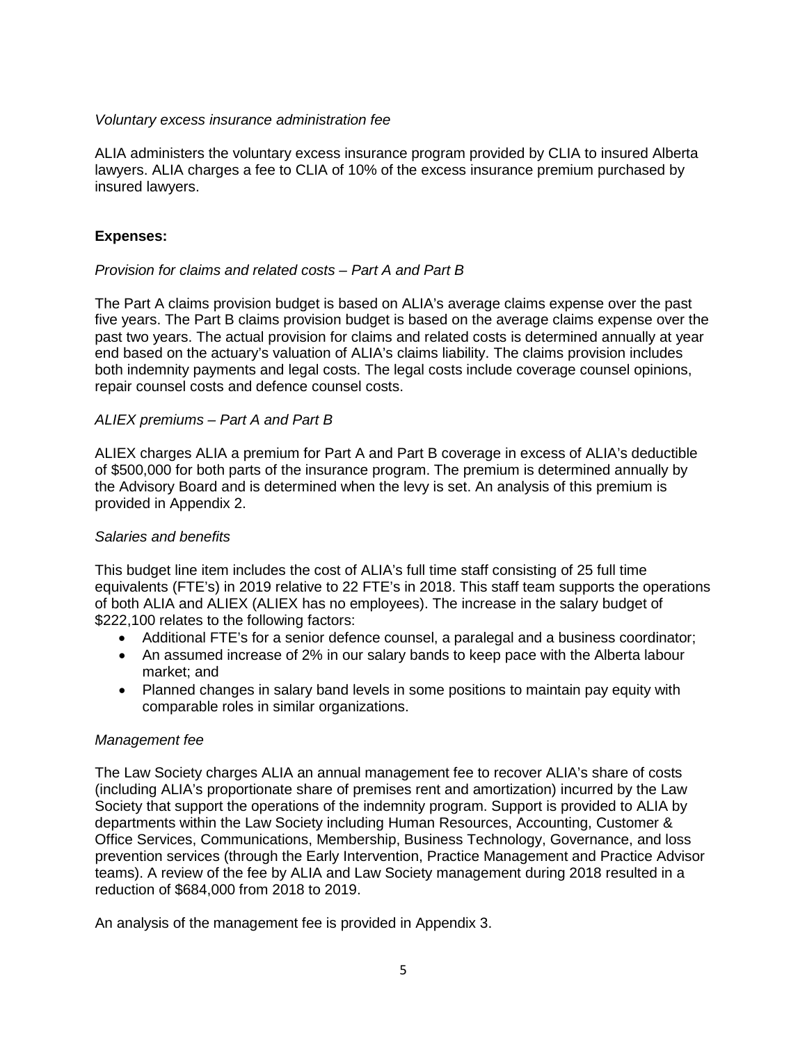*Voluntary excess insurance administration fee*

ALIA administers the voluntary excess insurance program provided by CLIA to insured Alberta lawyers. ALIA charges a fee to CLIA of 10% of the excess insurance premium purchased by insured lawyers.

**Expenses:**

*Provision for claims and related costs – Part A and Part B*

The Part A claims provision budget is based on ALIA's average claims expense over the past five years. The Part B claims provision budget is based on the average claims expense over the past two years. The actual provision for claims and related costs is determined annually at year end based on the actuary's valuation of ALIA's claims liability. The claims provision includes both indemnity payments and legal costs. The legal costs include coverage counsel opinions, repair counsel costs and defence counsel costs.

*ALIEX premiums – Part A and Part B*

ALIEX charges ALIA a premium for Part A and Part B coverage in excess of ALIA's deductible of $500,000 for both parts of the insurance program. The premium is determined annually by the Advisory Board and is determined when the levy is set. An analysis of this premium is provided in Appendix 2.

*Salaries and benefits*

This budget line item includes the cost of ALIA's full time staff consisting of 25 full time equivalents (FTE's) in 2019 relative to 22 FTE's in 2018. This staff team supports the operations of both ALIA and ALIEX (ALIEX has no employees). The increase in the salary budget of $222,100 relates to the following factors:

- Additional FTE's for a senior defence counsel, a paralegal and a business coordinator;
- An assumed increase of 2% in our salary bands to keep pace with the Alberta labour market; and
- Planned changes in salary band levels in some positions to maintain pay equity with comparable roles in similar organizations.

*Management fee*

The Law Society charges ALIA an annual management fee to recover ALIA's share of costs (including ALIA's proportionate share of premises rent and amortization) incurred by the Law Society that support the operations of the indemnity program. Support is provided to ALIA by departments within the Law Society including Human Resources, Accounting, Customer & Office Services, Communications, Membership, Business Technology, Governance, and loss prevention services (through the Early Intervention, Practice Management and Practice Advisor teams). A review of the fee by ALIA and Law Society management during 2018 resulted in a reduction of $684,000 from 2018 to 2019.

An analysis of the management fee is provided in Appendix 3.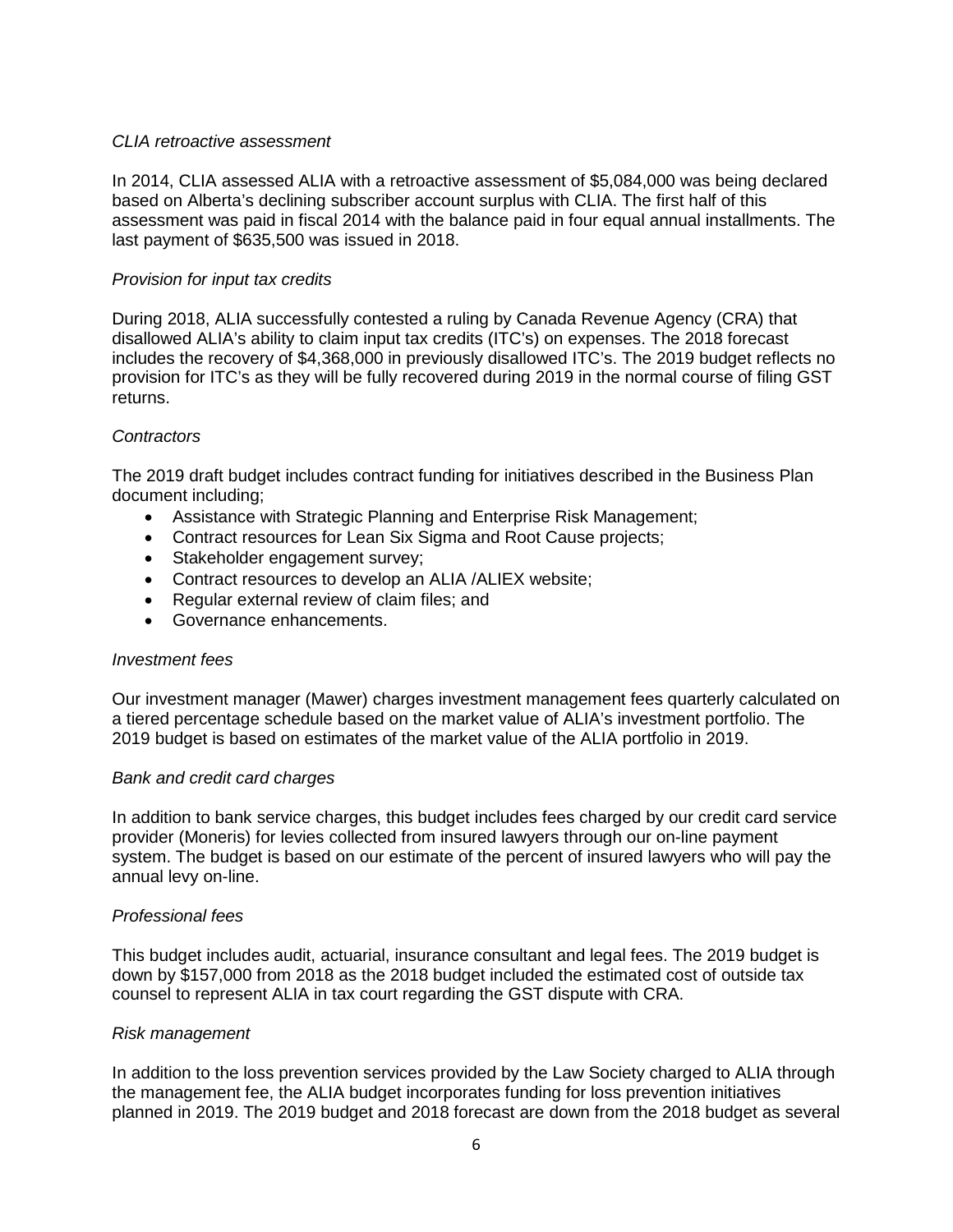*CLIA retroactive assessment*

In 2014, CLIA assessed ALIA with a retroactive assessment of $5,084,000 was being declared based on Alberta's declining subscriber account surplus with CLIA. The first half of this assessment was paid in fiscal 2014 with the balance paid in four equal annual installments. The last payment of $635,500 was issued in 2018.

*Provision for input tax credits*

During 2018, ALIA successfully contested a ruling by Canada Revenue Agency (CRA) that disallowed ALIA's ability to claim input tax credits (ITC's) on expenses. The 2018 forecast includes the recovery of $4,368,000 in previously disallowed ITC's. The 2019 budget reflects no provision for ITC's as they will be fully recovered during 2019 in the normal course of filing GST returns.

*Contractors*

The 2019 draft budget includes contract funding for initiatives described in the Business Plan document including;

- Assistance with Strategic Planning and Enterprise Risk Management;
- Contract resources for Lean Six Sigma and Root Cause projects;
- Stakeholder engagement survey;
- Contract resources to develop an ALIA /ALIEX website;
- Regular external review of claim files; and
- Governance enhancements.

*Investment fees*

Our investment manager (Mawer) charges investment management fees quarterly calculated on a tiered percentage schedule based on the market value of ALIA's investment portfolio. The 2019 budget is based on estimates of the market value of the ALIA portfolio in 2019.

*Bank and credit card charges*

In addition to bank service charges, this budget includes fees charged by our credit card service provider (Moneris) for levies collected from insured lawyers through our on-line payment system. The budget is based on our estimate of the percent of insured lawyers who will pay the annual levy on-line.

*Professional fees*

This budget includes audit, actuarial, insurance consultant and legal fees. The 2019 budget is down by $157,000 from 2018 as the 2018 budget included the estimated cost of outside tax counsel to represent ALIA in tax court regarding the GST dispute with CRA.

*Risk management*

In addition to the loss prevention services provided by the Law Society charged to ALIA through the management fee, the ALIA budget incorporates funding for loss prevention initiatives planned in 2019. The 2019 budget and 2018 forecast are down from the 2018 budget as several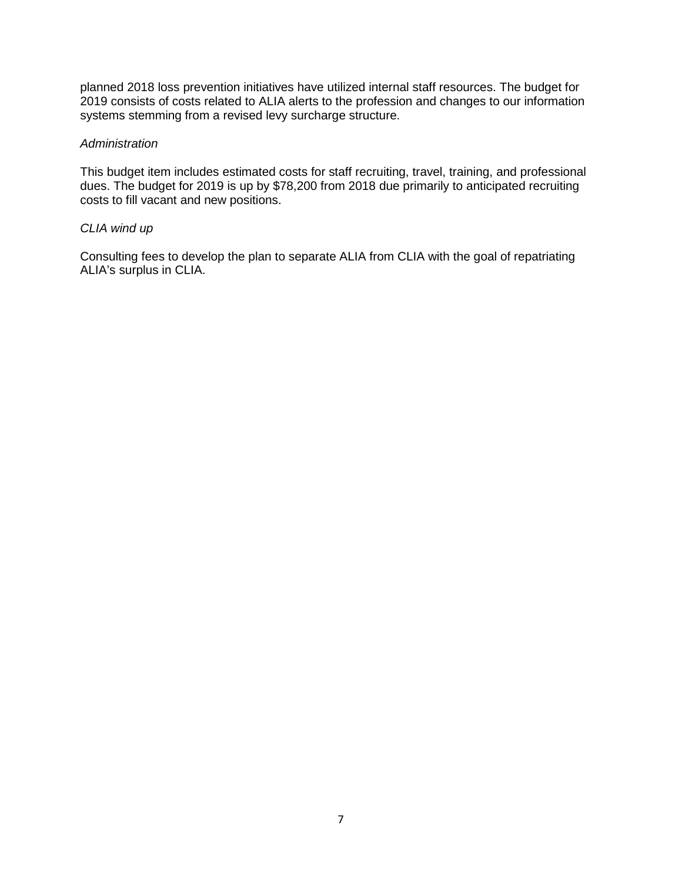planned 2018 loss prevention initiatives have utilized internal staff resources. The budget for 2019 consists of costs related to ALIA alerts to the profession and changes to our information systems stemming from a revised levy surcharge structure.

*Administration*

This budget item includes estimated costs for staff recruiting, travel, training, and professional dues. The budget for 2019 is up by $78,200 from 2018 due primarily to anticipated recruiting costs to fill vacant and new positions.

*CLIA wind up*

Consulting fees to develop the plan to separate ALIA from CLIA with the goal of repatriating ALIA's surplus in CLIA.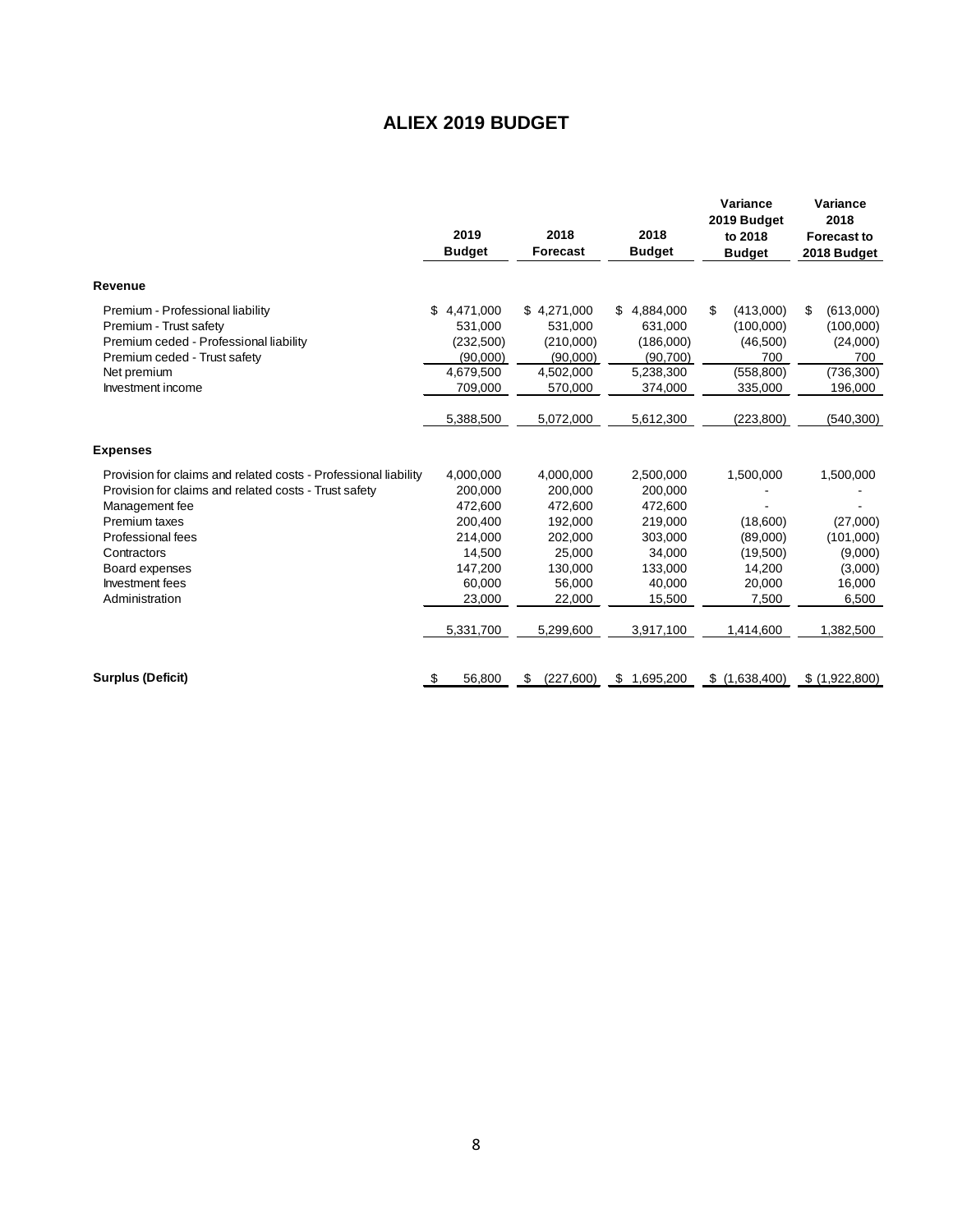# ALIEX 2019 BUDGET

| | 2019 Budget | 2018 Forecast | 2018 Budget | Variance 2019 Budget to 2018 Budget | Variance 2018 Forecast to 2018 Budget |
|---|---|---|---|---|---|
| **Revenue** | | | | | |
| Premium - Professional liability | $ 4,471,000 | $ 4,271,000 | $ 4,884,000 | $ (413,000) | $ (613,000) |
| Premium - Trust safety | 531,000 | 531,000 | 631,000 | (100,000) | (100,000) |
| Premium ceded - Professional liability | (232,500) | (210,000) | (186,000) | (46,500) | (24,000) |
| Premium ceded - Trust safety | (90,000) | (90,000) | (90,700) | 700 | 700 |
| Net premium | 4,679,500 | 4,502,000 | 5,238,300 | (558,800) | (736,300) |
| Investment income | 709,000 | 570,000 | 374,000 | 335,000 | 196,000 |
| | 5,388,500 | 5,072,000 | 5,612,300 | (223,800) | (540,300) |
| **Expenses** | | | | | |
| Provision for claims and related costs - Professional liability | 4,000,000 | 4,000,000 | 2,500,000 | 1,500,000 | 1,500,000 |
| Provision for claims and related costs - Trust safety | 200,000 | 200,000 | 200,000 | - | - |
| Management fee | 472,600 | 472,600 | 472,600 | - | - |
| Premium taxes | 200,400 | 192,000 | 219,000 | (18,600) | (27,000) |
| Professional fees | 214,000 | 202,000 | 303,000 | (89,000) | (101,000) |
| Contractors | 14,500 | 25,000 | 34,000 | (19,500) | (9,000) |
| Board expenses | 147,200 | 130,000 | 133,000 | 14,200 | (3,000) |
| Investment fees | 60,000 | 56,000 | 40,000 | 20,000 | 16,000 |
| Administration | 23,000 | 22,000 | 15,500 | 7,500 | 6,500 |
| | 5,331,700 | 5,299,600 | 3,917,100 | 1,414,600 | 1,382,500 |
| **Surplus (Deficit)** | $ 56,800 | $ (227,600) | $ 1,695,200 | $ (1,638,400) | $ (1,922,800) |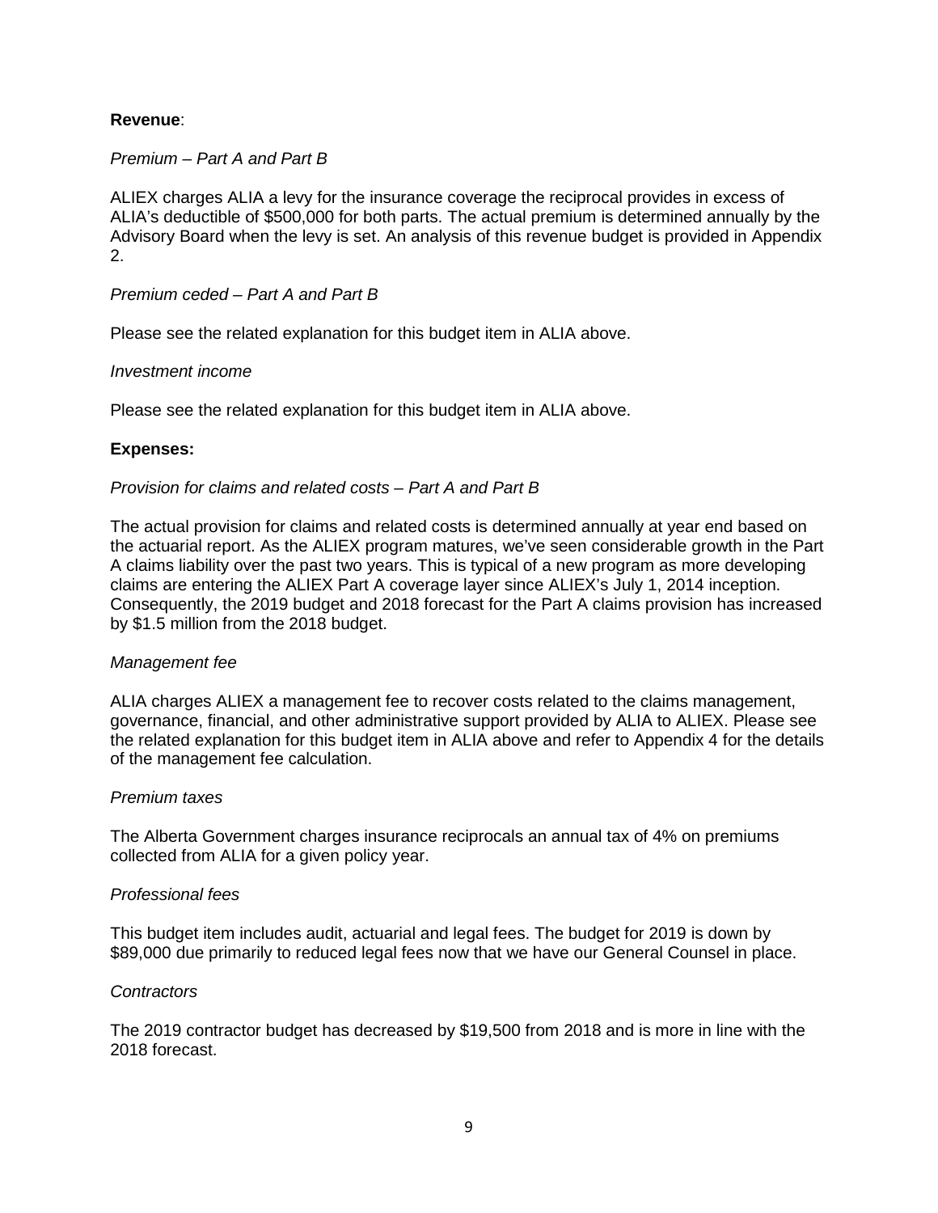**Revenue**:

*Premium – Part A and Part B*

ALIEX charges ALIA a levy for the insurance coverage the reciprocal provides in excess of ALIA's deductible of $500,000 for both parts. The actual premium is determined annually by the Advisory Board when the levy is set. An analysis of this revenue budget is provided in Appendix 2.

*Premium ceded – Part A and Part B*

Please see the related explanation for this budget item in ALIA above.

*Investment income*

Please see the related explanation for this budget item in ALIA above.

**Expenses:**

*Provision for claims and related costs – Part A and Part B*

The actual provision for claims and related costs is determined annually at year end based on the actuarial report. As the ALIEX program matures, we've seen considerable growth in the Part A claims liability over the past two years. This is typical of a new program as more developing claims are entering the ALIEX Part A coverage layer since ALIEX's July 1, 2014 inception. Consequently, the 2019 budget and 2018 forecast for the Part A claims provision has increased by $1.5 million from the 2018 budget.

*Management fee*

ALIA charges ALIEX a management fee to recover costs related to the claims management, governance, financial, and other administrative support provided by ALIA to ALIEX. Please see the related explanation for this budget item in ALIA above and refer to Appendix 4 for the details of the management fee calculation.

*Premium taxes*

The Alberta Government charges insurance reciprocals an annual tax of 4% on premiums collected from ALIA for a given policy year.

*Professional fees*

This budget item includes audit, actuarial and legal fees. The budget for 2019 is down by $89,000 due primarily to reduced legal fees now that we have our General Counsel in place.

*Contractors*

The 2019 contractor budget has decreased by $19,500 from 2018 and is more in line with the 2018 forecast.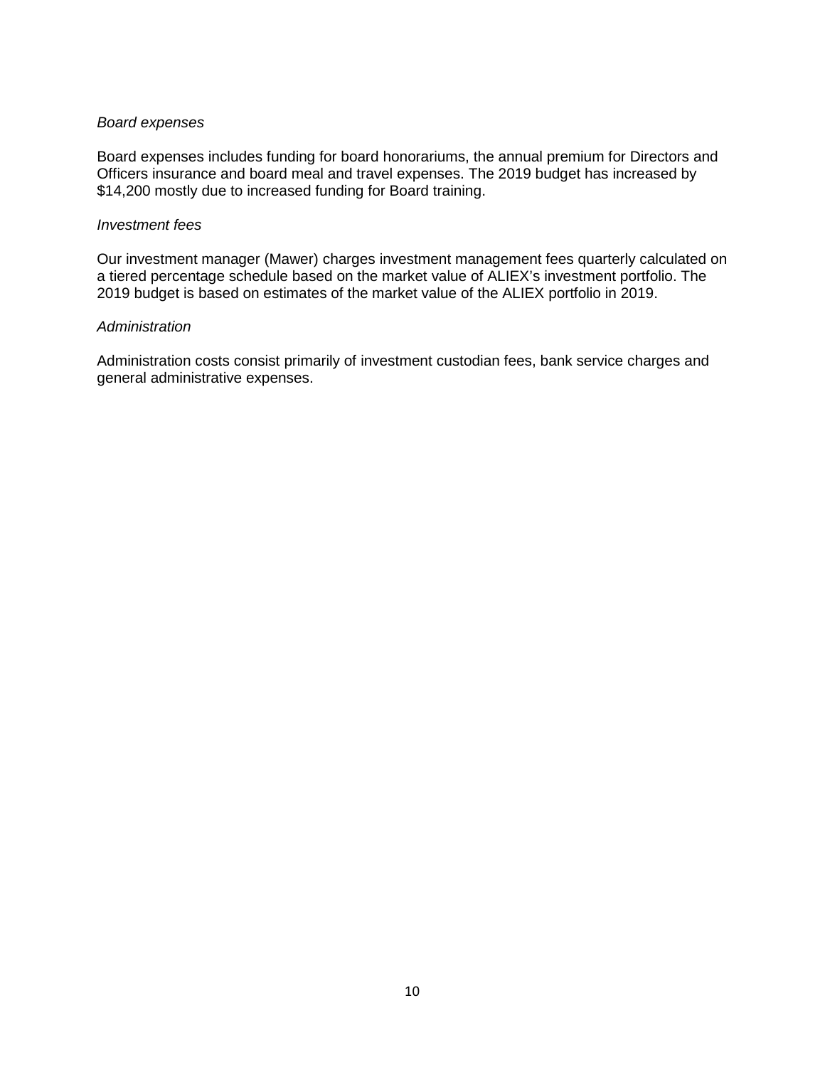*Board expenses*

Board expenses includes funding for board honorariums, the annual premium for Directors and Officers insurance and board meal and travel expenses. The 2019 budget has increased by $14,200 mostly due to increased funding for Board training.

*Investment fees*

Our investment manager (Mawer) charges investment management fees quarterly calculated on a tiered percentage schedule based on the market value of ALIEX's investment portfolio. The 2019 budget is based on estimates of the market value of the ALIEX portfolio in 2019.

*Administration*

Administration costs consist primarily of investment custodian fees, bank service charges and general administrative expenses.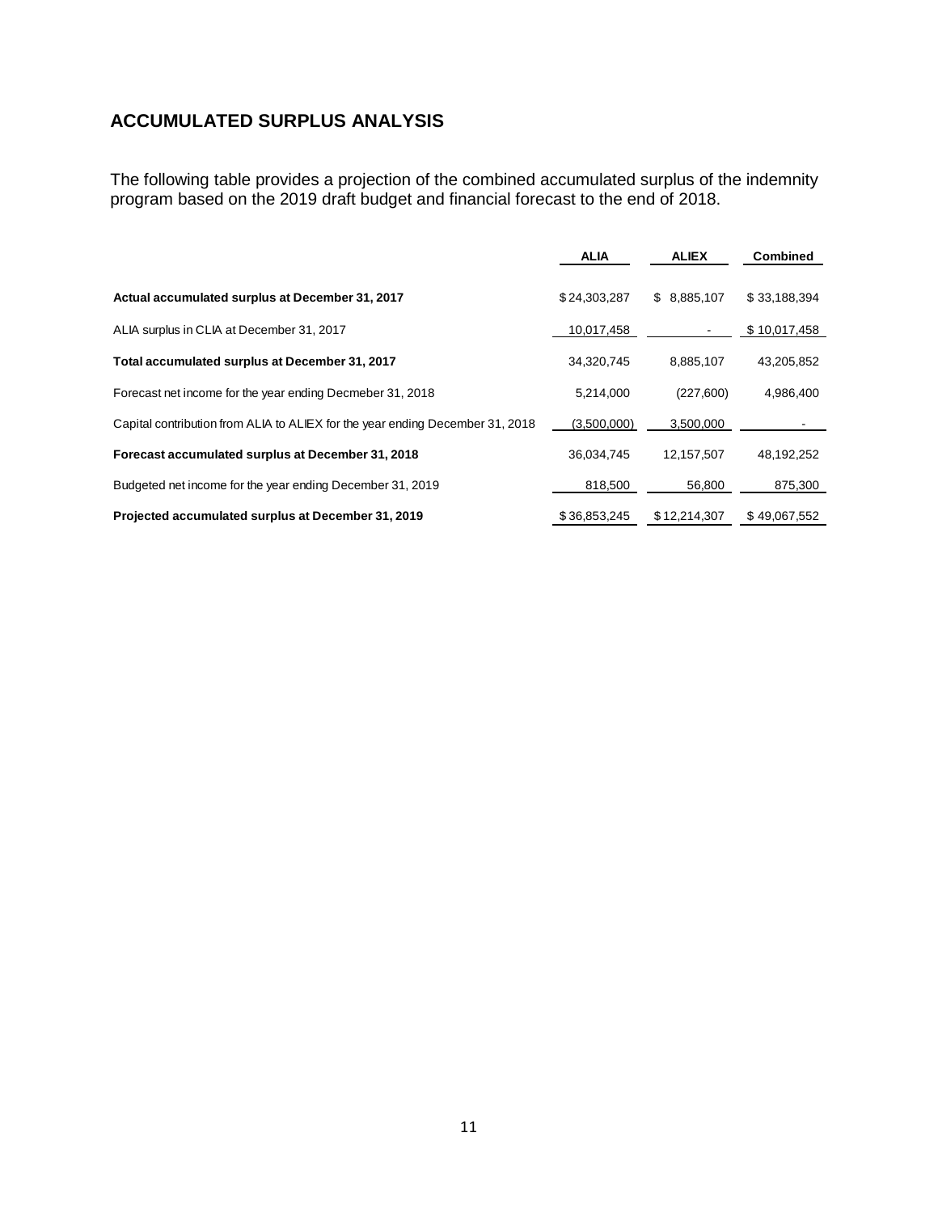## ACCUMULATED SURPLUS ANALYSIS

The following table provides a projection of the combined accumulated surplus of the indemnity program based on the 2019 draft budget and financial forecast to the end of 2018.

| | ALIA | ALIEX | Combined |
|---|---|---|---|
| **Actual accumulated surplus at December 31, 2017** | $ 24,303,287 | $ 8,885,107 | $ 33,188,394 |
| ALIA surplus in CLIA at December 31, 2017 | 10,017,458 | - | $ 10,017,458 |
| **Total accumulated surplus at December 31, 2017** | 34,320,745 | 8,885,107 | 43,205,852 |
| Forecast net income for the year ending Decmeber 31, 2018 | 5,214,000 | (227,600) | 4,986,400 |
| Capital contribution from ALIA to ALIEX for the year ending December 31, 2018 | (3,500,000) | 3,500,000 | - |
| **Forecast accumulated surplus at December 31, 2018** | 36,034,745 | 12,157,507 | 48,192,252 |
| Budgeted net income for the year ending December 31, 2019 | 818,500 | 56,800 | 875,300 |
| **Projected accumulated surplus at December 31, 2019** | $ 36,853,245 | $ 12,214,307 | $ 49,067,552 |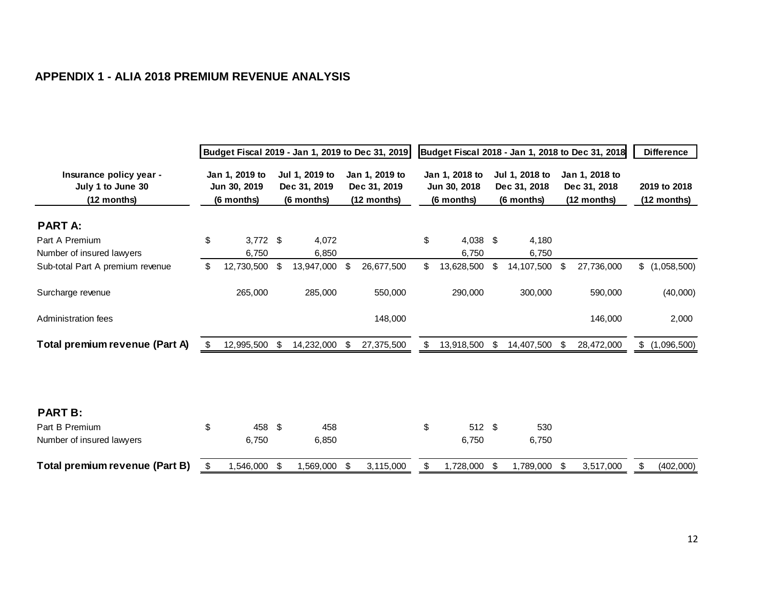## APPENDIX 1 - ALIA 2018 PREMIUM REVENUE ANALYSIS

| | Budget Fiscal 2019 - Jan 1, 2019 to Dec 31, 2019 | | | Budget Fiscal 2018 - Jan 1, 2018 to Dec 31, 2018 | | | Difference |
|---|---|---|---|---|---|---|---|
| **Insurance policy year - July 1 to June 30 (12 months)** | **Jan 1, 2019 to Jun 30, 2019 (6 months)** | **Jul 1, 2019 to Dec 31, 2019 (6 months)** | **Jan 1, 2019 to Dec 31, 2019 (12 months)** | **Jan 1, 2018 to Jun 30, 2018 (6 months)** | **Jul 1, 2018 to Dec 31, 2018 (6 months)** | **Jan 1, 2018 to Dec 31, 2018 (12 months)** | **2019 to 2018 (12 months)** |
| **PART A:** | | | | | | | |
| Part A Premium | $ 3,772 | $ 4,072 | | $ 4,038 | $ 4,180 | | |
| Number of insured lawyers | 6,750 | 6,850 | | 6,750 | 6,750 | | |
| Sub-total Part A premium revenue | $ 12,730,500 | $ 13,947,000 | $ 26,677,500 | $ 13,628,500 | $ 14,107,500 | $ 27,736,000 | $ (1,058,500) |
| Surcharge revenue | 265,000 | 285,000 | 550,000 | 290,000 | 300,000 | 590,000 | (40,000) |
| Administration fees | | | 148,000 | | | 146,000 | 2,000 |
| **Total premium revenue (Part A)** | $ 12,995,500 | $ 14,232,000 | $ 27,375,500 | $ 13,918,500 | $ 14,407,500 | $ 28,472,000 | $ (1,096,500) |
| **PART B:** | | | | | | | |
| Part B Premium | $ 458 | $ 458 | | $ 512 | $ 530 | | |
| Number of insured lawyers | 6,750 | 6,850 | | 6,750 | 6,750 | | |
| **Total premium revenue (Part B)** | $ 1,546,000 | $ 1,569,000 | $ 3,115,000 | $ 1,728,000 | $ 1,789,000 | $ 3,517,000 | $ (402,000) |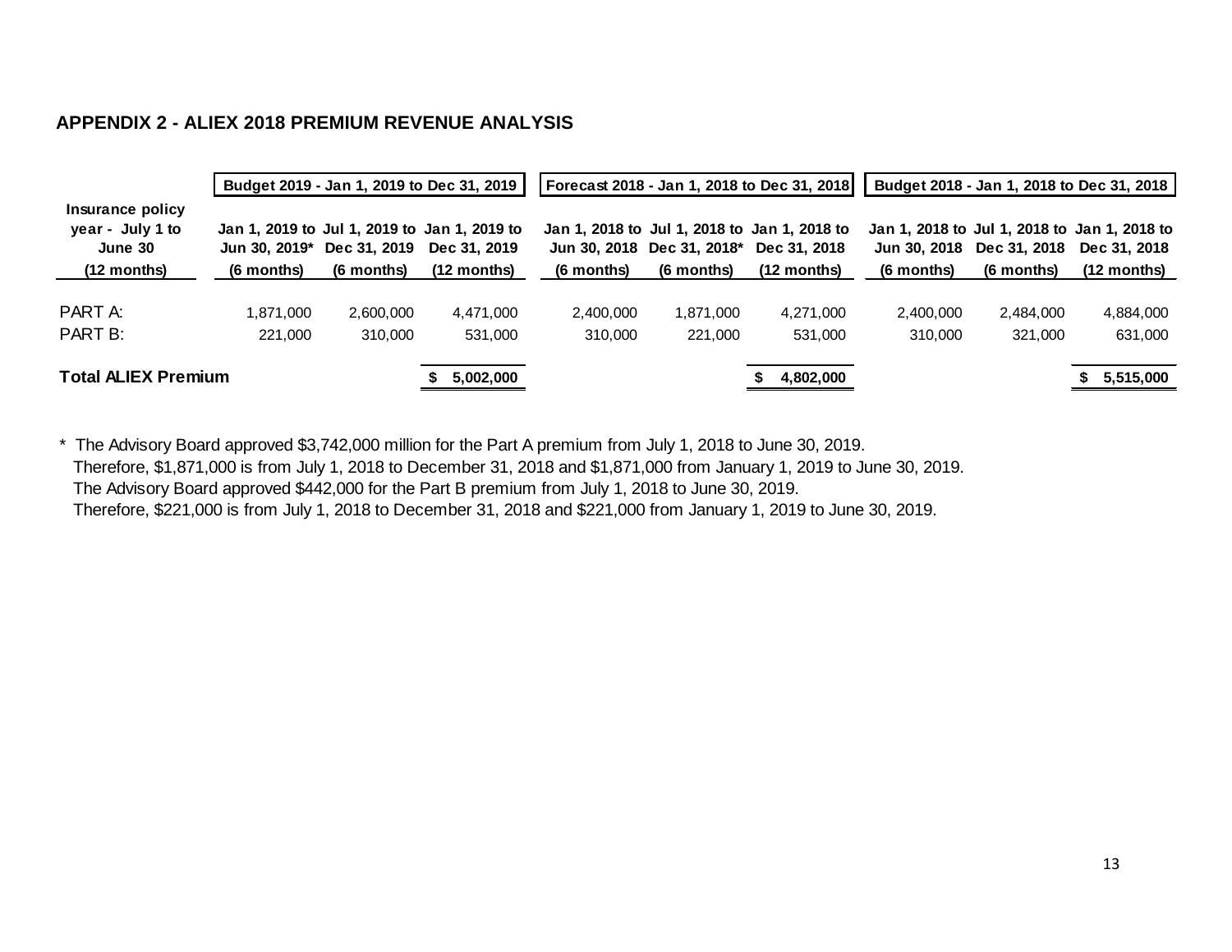### APPENDIX 2 - ALIEX 2018 PREMIUM REVENUE ANALYSIS

| Insurance policy year - July 1 to June 30 (12 months) | Budget 2019 - Jan 1, 2019 to Dec 31, 2019 | | | Forecast 2018 - Jan 1, 2018 to Dec 31, 2018 | | | Budget 2018 - Jan 1, 2018 to Dec 31, 2018 | | |
|---|---|---|---|---|---|---|---|---|---|
| | Jan 1, 2019 to Jun 30, 2019* (6 months) | Jul 1, 2019 to Dec 31, 2019 (6 months) | Jan 1, 2019 to Dec 31, 2019 (12 months) | Jan 1, 2018 to Jun 30, 2018 (6 months) | Jul 1, 2018 to Dec 31, 2018* (6 months) | Jan 1, 2018 to Dec 31, 2018 (12 months) | Jan 1, 2018 to Jun 30, 2018 (6 months) | Jul 1, 2018 to Dec 31, 2018 (6 months) | Jan 1, 2018 to Dec 31, 2018 (12 months) |
| PART A: | 1,871,000 | 2,600,000 | 4,471,000 | 2,400,000 | 1,871,000 | 4,271,000 | 2,400,000 | 2,484,000 | 4,884,000 |
| PART B: | 221,000 | 310,000 | 531,000 | 310,000 | 221,000 | 531,000 | 310,000 | 321,000 | 631,000 |
| **Total ALIEX Premium** | | | **$ 5,002,000** | | | **$ 4,802,000** | | | **$ 5,515,000** |

\* The Advisory Board approved $3,742,000 million for the Part A premium from July 1, 2018 to June 30, 2019.
Therefore, $1,871,000 is from July 1, 2018 to December 31, 2018 and $1,871,000 from January 1, 2019 to June 30, 2019.
The Advisory Board approved $442,000 for the Part B premium from July 1, 2018 to June 30, 2019.
Therefore, $221,000 is from July 1, 2018 to December 31, 2018 and $221,000 from January 1, 2019 to June 30, 2019.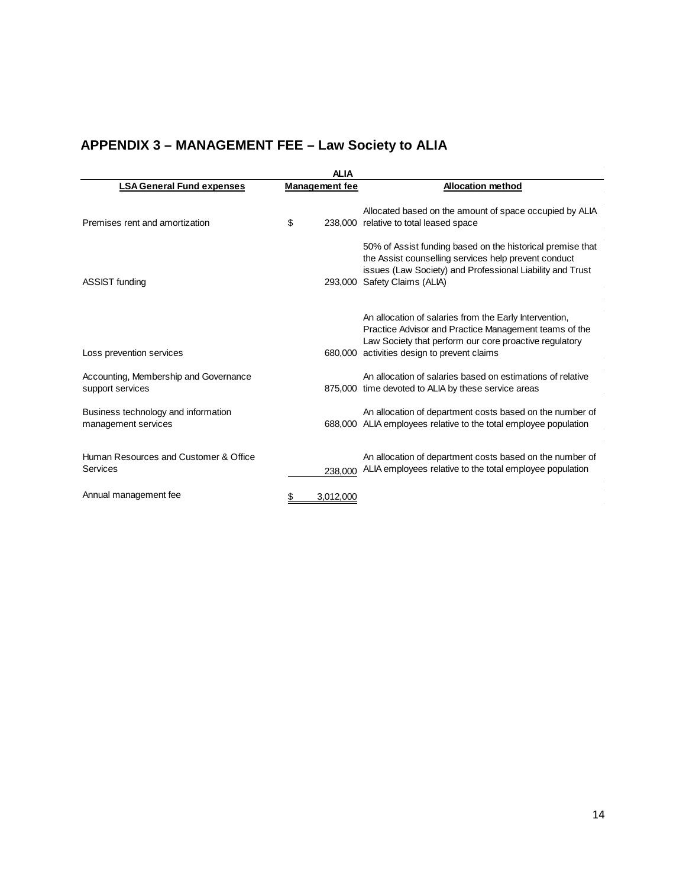## APPENDIX 3 – MANAGEMENT FEE – Law Society to ALIA

| LSA General Fund expenses | ALIA Management fee | Allocation method |
|---|---|---|
| Premises rent and amortization | $ 238,000 | Allocated based on the amount of space occupied by ALIA relative to total leased space |
| ASSIST funding | 293,000 | 50% of Assist funding based on the historical premise that the Assist counselling services help prevent conduct issues (Law Society) and Professional Liability and Trust Safety Claims (ALIA) |
| Loss prevention services | 680,000 | An allocation of salaries from the Early Intervention, Practice Advisor and Practice Management teams of the Law Society that perform our core proactive regulatory activities design to prevent claims |
| Accounting, Membership and Governance support services | 875,000 | An allocation of salaries based on estimations of relative time devoted to ALIA by these service areas |
| Business technology and information management services | 688,000 | An allocation of department costs based on the number of ALIA employees relative to the total employee population |
| Human Resources and Customer & Office Services | 238,000 | An allocation of department costs based on the number of ALIA employees relative to the total employee population |
| Annual management fee | $ 3,012,000 | |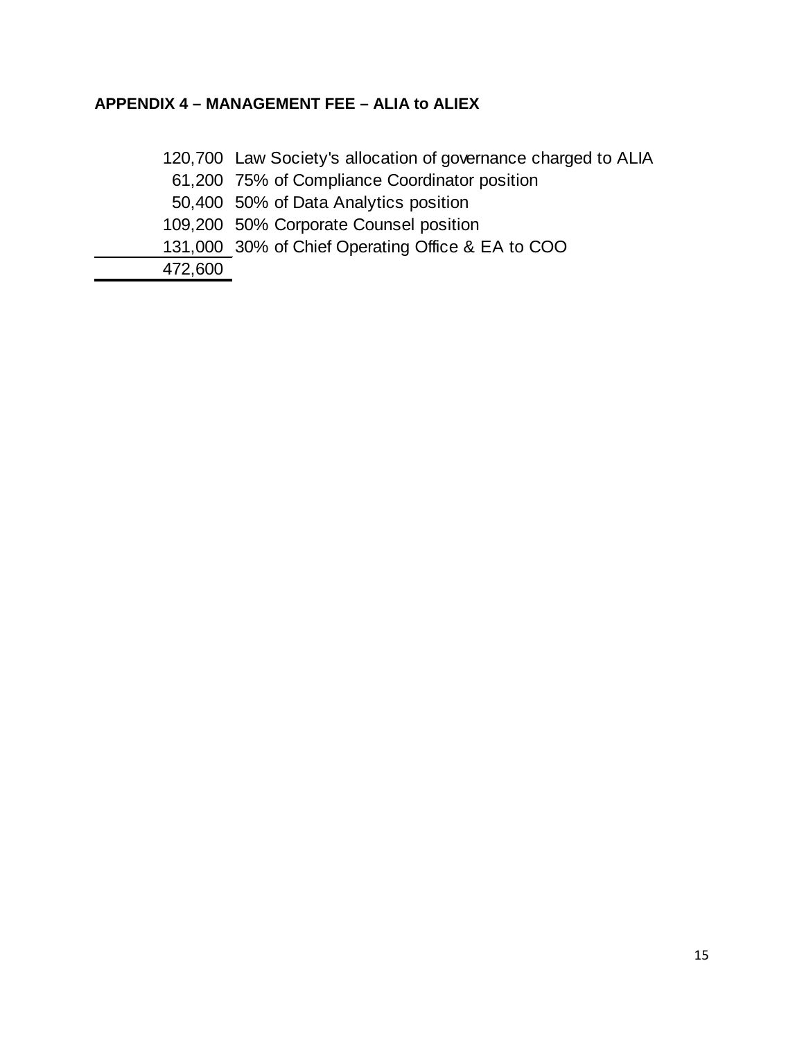**APPENDIX 4 – MANAGEMENT FEE – ALIA to ALIEX**

| | |
|---:|---|
| 120,700 | Law Society's allocation of governance charged to ALIA |
| 61,200 | 75% of Compliance Coordinator position |
| 50,400 | 50% of Data Analytics position |
| 109,200 | 50% Corporate Counsel position |
| 131,000 | 30% of Chief Operating Office & EA to COO |
| 472,600 | |